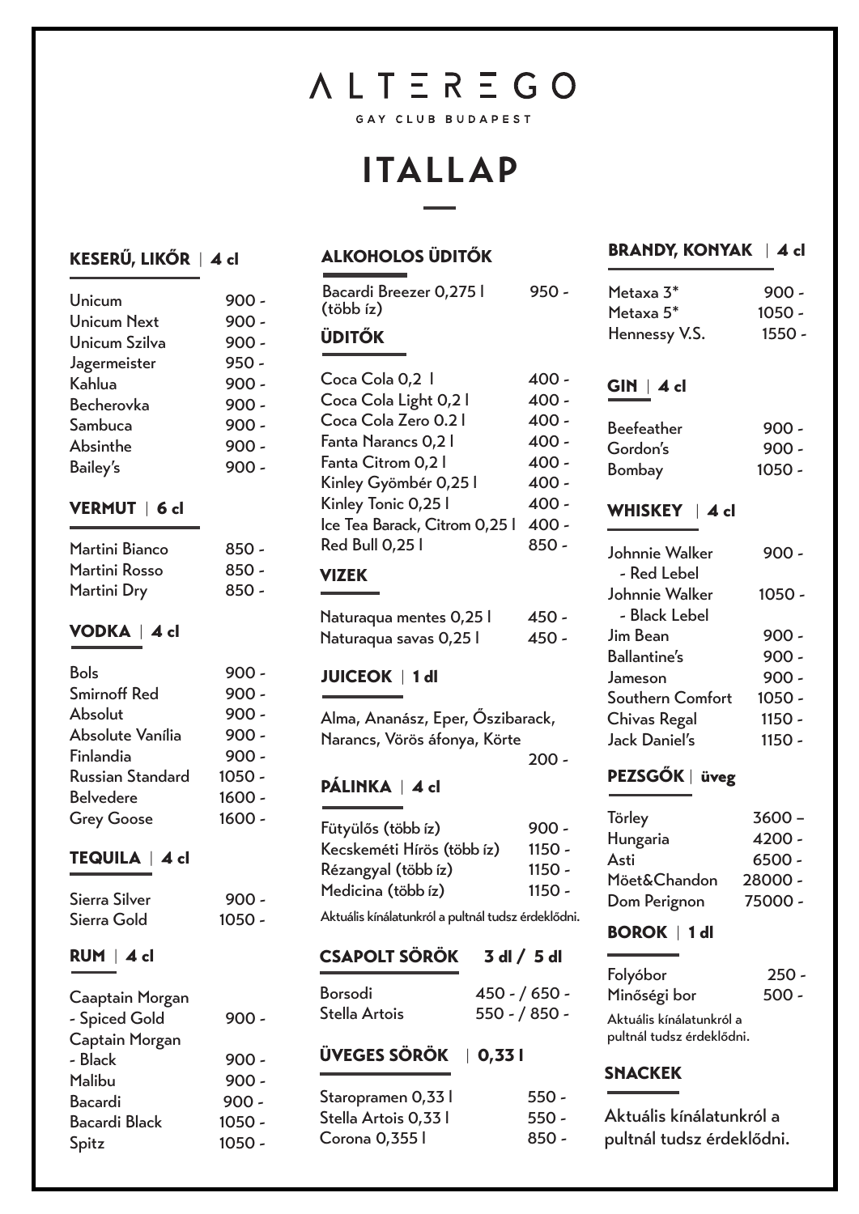# ALTEREGO

GAY CLUB BUDAPEST

# ITALLAP

## KESERŰ, LIKŐR | 4 cl

| | |
|---|---|
| Unicum | 900 - |
| Unicum Next | 900 - |
| Unicum Szilva | 900 - |
| Jagermeister | 950 - |
| Kahlua | 900 - |
| Becherovka | 900 - |
| Sambuca | 900 - |
| Absinthe | 900 - |
| Bailey's | 900 - |

## VERMUT | 6 cl

| | |
|---|---|
| Martini Bianco | 850 - |
| Martini Rosso | 850 - |
| Martini Dry | 850 - |

## VODKA | 4 cl

| | |
|---|---|
| Bols | 900 - |
| Smirnoff Red | 900 - |
| Absolut | 900 - |
| Absolute Vanília | 900 - |
| Finlandia | 900 - |
| Russian Standard | 1050 - |
| Belvedere | 1600 - |
| Grey Goose | 1600 - |

## TEQUILA | 4 cl

| | |
|---|---|
| Sierra Silver | 900 - |
| Sierra Gold | 1050 - |

## RUM | 4 cl

| | |
|---|---|
| Caaptain Morgan - Spiced Gold | 900 - |
| Captain Morgan - Black | 900 - |
| Malibu | 900 - |
| Bacardi | 900 - |
| Bacardi Black | 1050 - |
| Spitz | 1050 - |

## ALKOHOLOS ÜDITŐK

| | |
|---|---|
| Bacardi Breezer 0,275 l (több íz) | 950 - |

## ÜDITŐK

| | |
|---|---|
| Coca Cola 0,2 l | 400 - |
| Coca Cola Light 0,2 l | 400 - |
| Coca Cola Zero 0.2 l | 400 - |
| Fanta Narancs 0,2 l | 400 - |
| Fanta Citrom 0,2 l | 400 - |
| Kinley Gyömbér 0,25 l | 400 - |
| Kinley Tonic 0,25 l | 400 - |
| Ice Tea Barack, Citrom 0,25 l | 400 - |
| Red Bull 0,25 l | 850 - |

## VIZEK

| | |
|---|---|
| Naturaqua mentes 0,25 l | 450 - |
| Naturaqua savas 0,25 l | 450 - |

## JUICEOK | 1 dl

| | |
|---|---|
| Alma, Ananász, Eper, Őszibarack, Narancs, Vörös áfonya, Körte | 200 - |

## PÁLINKA | 4 cl

| | |
|---|---|
| Fütyülős (több íz) | 900 - |
| Kecskeméti Hírös (több íz) | 1150 - |
| Rézangyal (több íz) | 1150 - |
| Medicina (több íz) | 1150 - |

Aktuális kínálatunkról a pultnál tudsz érdeklődni.

## CSAPOLT SÖRÖK

| | 3 dl / 5 dl |
|---|---|
| Borsodi | 450 - / 650 - |
| Stella Artois | 550 - / 850 - |

## ÜVEGES SÖRÖK | 0,33 l

| | |
|---|---|
| Staropramen 0,33 l | 550 - |
| Stella Artois 0,33 l | 550 - |
| Corona 0,355 l | 850 - |

## BRANDY, KONYAK | 4 cl

| | |
|---|---|
| Metaxa 3* | 900 - |
| Metaxa 5* | 1050 - |
| Hennessy V.S. | 1550 - |

## GIN | 4 cl

| | |
|---|---|
| Beefeather | 900 - |
| Gordon's | 900 - |
| Bombay | 1050 - |

## WHISKEY | 4 cl

| | |
|---|---|
| Johnnie Walker - Red Lebel | 900 - |
| Johnnie Walker - Black Lebel | 1050 - |
| Jim Bean | 900 - |
| Ballantine's | 900 - |
| Jameson | 900 - |
| Southern Comfort | 1050 - |
| Chivas Regal | 1150 - |
| Jack Daniel's | 1150 - |

## PEZSGŐK | üveg

| | |
|---|---|
| Törley | 3600 – |
| Hungaria | 4200 - |
| Asti | 6500 - |
| Möet&Chandon | 28000 - |
| Dom Perignon | 75000 - |

## BOROK | 1 dl

| | |
|---|---|
| Folyóbor | 250 - |
| Minőségi bor | 500 - |

Aktuális kínálatunkról a pultnál tudsz érdeklődni.

## SNACKEK

Aktuális kínálatunkról a pultnál tudsz érdeklődni.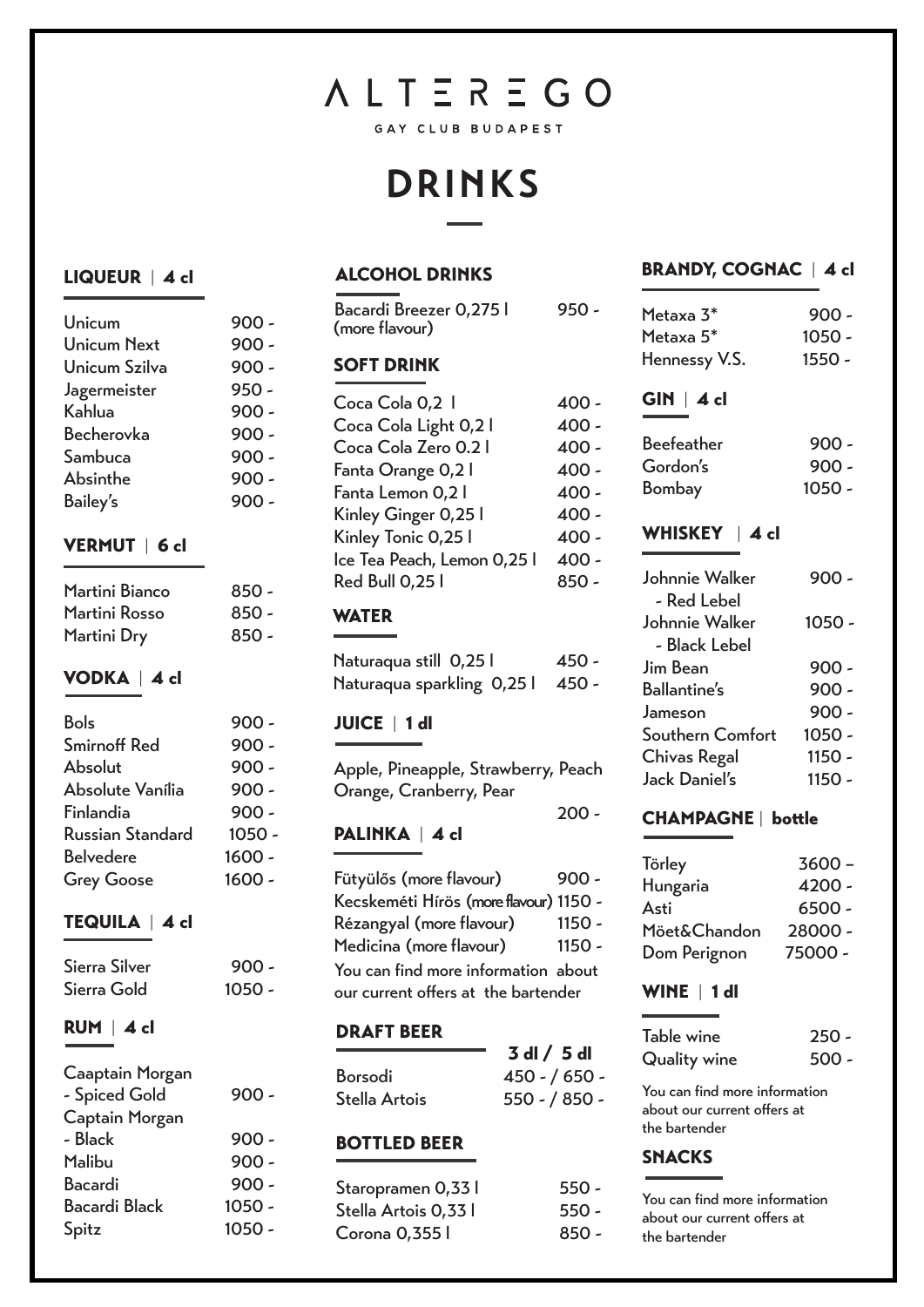# ALTEREGO

GAY CLUB BUDAPEST

# DRINKS

## LIQUEUR | 4 cl

| | |
|---|---|
| Unicum | 900 - |
| Unicum Next | 900 - |
| Unicum Szilva | 900 - |
| Jagermeister | 950 - |
| Kahlua | 900 - |
| Becherovka | 900 - |
| Sambuca | 900 - |
| Absinthe | 900 - |
| Bailey's | 900 - |

## VERMUT | 6 cl

| | |
|---|---|
| Martini Bianco | 850 - |
| Martini Rosso | 850 - |
| Martini Dry | 850 - |

## VODKA | 4 cl

| | |
|---|---|
| Bols | 900 - |
| Smirnoff Red | 900 - |
| Absolut | 900 - |
| Absolute Vanília | 900 - |
| Finlandia | 900 - |
| Russian Standard | 1050 - |
| Belvedere | 1600 - |
| Grey Goose | 1600 - |

## TEQUILA | 4 cl

| | |
|---|---|
| Sierra Silver | 900 - |
| Sierra Gold | 1050 - |

## RUM | 4 cl

| | |
|---|---|
| Caaptain Morgan - Spiced Gold | 900 - |
| Captain Morgan - Black | 900 - |
| Malibu | 900 - |
| Bacardi | 900 - |
| Bacardi Black | 1050 - |
| Spitz | 1050 - |

## ALCOHOL DRINKS

| | |
|---|---|
| Bacardi Breezer 0,275 l (more flavour) | 950 - |

## SOFT DRINK

| | |
|---|---|
| Coca Cola 0,2 l | 400 - |
| Coca Cola Light 0,2 l | 400 - |
| Coca Cola Zero 0.2 l | 400 - |
| Fanta Orange 0,2 l | 400 - |
| Fanta Lemon 0,2 l | 400 - |
| Kinley Ginger 0,25 l | 400 - |
| Kinley Tonic 0,25 l | 400 - |
| Ice Tea Peach, Lemon 0,25 l | 400 - |
| Red Bull 0,25 l | 850 - |

## WATER

| | |
|---|---|
| Naturaqua still 0,25 l | 450 - |
| Naturaqua sparkling 0,25 l | 450 - |

## JUICE | 1 dl

Apple, Pineapple, Strawberry, Peach Orange, Cranberry, Pear

200 -

## PALINKA | 4 cl

| | |
|---|---|
| Fütyülős (more flavour) | 900 - |
| Kecskeméti Hírös (more flavour) | 1150 - |
| Rézangyal (more flavour) | 1150 - |
| Medicina (more flavour) | 1150 - |

You can find more information about our current offers at the bartender

## DRAFT BEER

| | 3 dl / 5 dl |
|---|---|
| Borsodi | 450 - / 650 - |
| Stella Artois | 550 - / 850 - |

## BOTTLED BEER

| | |
|---|---|
| Staropramen 0,33 l | 550 - |
| Stella Artois 0,33 l | 550 - |
| Corona 0,355 l | 850 - |

## BRANDY, COGNAC | 4 cl

| | |
|---|---|
| Metaxa 3* | 900 - |
| Metaxa 5* | 1050 - |
| Hennessy V.S. | 1550 - |

## GIN | 4 cl

| | |
|---|---|
| Beefeather | 900 - |
| Gordon's | 900 - |
| Bombay | 1050 - |

## WHISKEY | 4 cl

| | |
|---|---|
| Johnnie Walker - Red Lebel | 900 - |
| Johnnie Walker - Black Lebel | 1050 - |
| Jim Bean | 900 - |
| Ballantine's | 900 - |
| Jameson | 900 - |
| Southern Comfort | 1050 - |
| Chivas Regal | 1150 - |
| Jack Daniel's | 1150 - |

## CHAMPAGNE | bottle

| | |
|---|---|
| Törley | 3600 – |
| Hungaria | 4200 - |
| Asti | 6500 - |
| Möet&Chandon | 28000 - |
| Dom Perignon | 75000 - |

## WINE | 1 dl

| | |
|---|---|
| Table wine | 250 - |
| Quality wine | 500 - |

You can find more information about our current offers at the bartender

## SNACKS

You can find more information about our current offers at the bartender